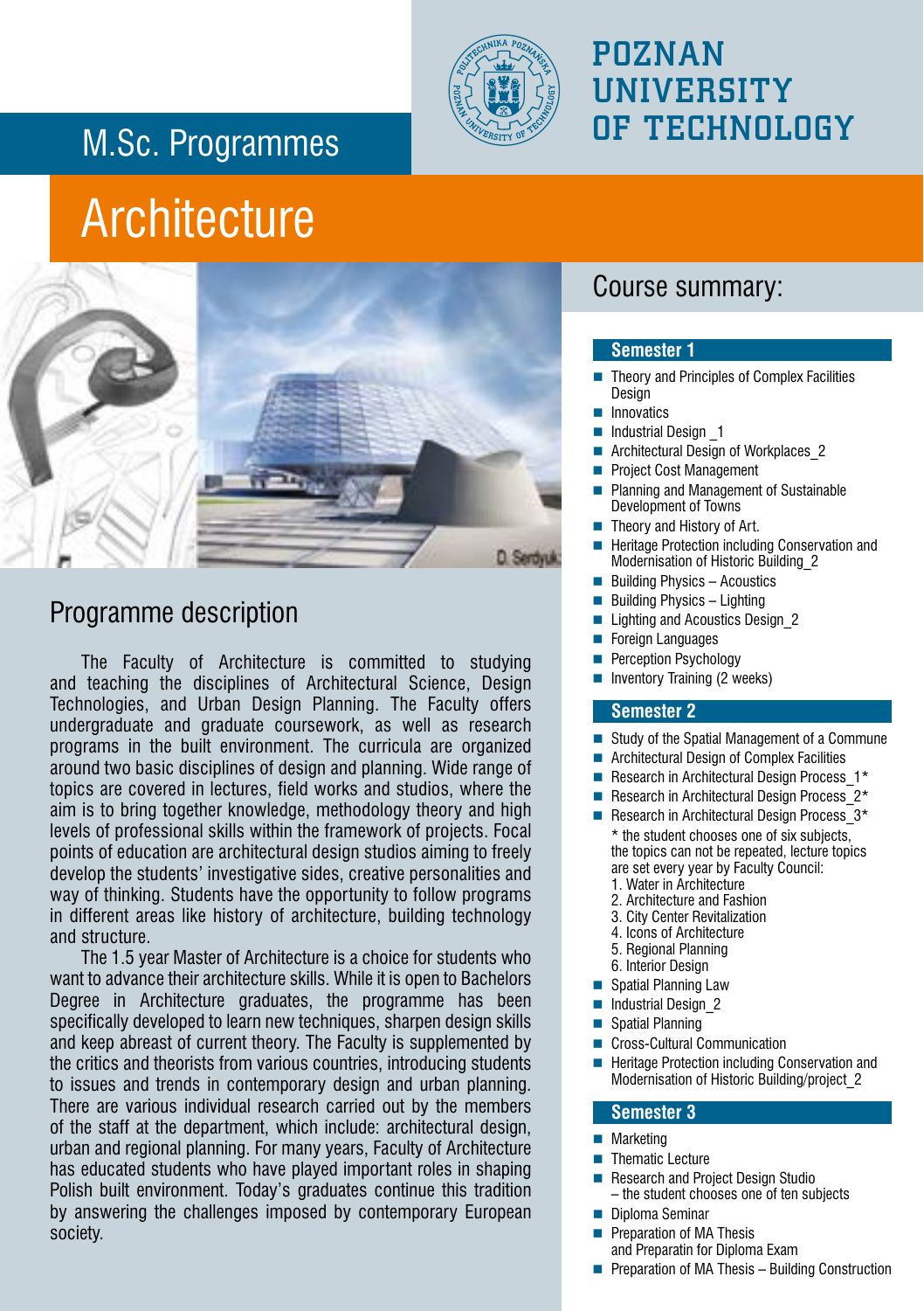# POZNAN UNIVERSITY OF TECHNOLOGY

## M.Sc. Programmes

# Architecture

D. Serdyuk

## Programme description

The Faculty of Architecture is committed to studying and teaching the disciplines of Architectural Science, Design Technologies, and Urban Design Planning. The Faculty offers undergraduate and graduate coursework, as well as research programs in the built environment. The curricula are organized around two basic disciplines of design and planning. Wide range of topics are covered in lectures, field works and studios, where the aim is to bring together knowledge, methodology theory and high levels of professional skills within the framework of projects. Focal points of education are architectural design studios aiming to freely develop the students' investigative sides, creative personalities and way of thinking. Students have the opportunity to follow programs in different areas like history of architecture, building technology and structure.

The 1.5 year Master of Architecture is a choice for students who want to advance their architecture skills. While it is open to Bachelors Degree in Architecture graduates, the programme has been specifically developed to learn new techniques, sharpen design skills and keep abreast of current theory. The Faculty is supplemented by the critics and theorists from various countries, introducing students to issues and trends in contemporary design and urban planning. There are various individual research carried out by the members of the staff at the department, which include: architectural design, urban and regional planning. For many years, Faculty of Architecture has educated students who have played important roles in shaping Polish built environment. Today's graduates continue this tradition by answering the challenges imposed by contemporary European society.

## Course summary:

### Semester 1

- Theory and Principles of Complex Facilities Design
- Innovatics
- Industrial Design _1
- Architectural Design of Workplaces_2
- Project Cost Management
- Planning and Management of Sustainable Development of Towns
- Theory and History of Art.
- Heritage Protection including Conservation and Modernisation of Historic Building_2
- Building Physics – Acoustics
- Building Physics – Lighting
- Lighting and Acoustics Design_2
- Foreign Languages
- Perception Psychology
- Inventory Training (2 weeks)

### Semester 2

- Study of the Spatial Management of a Commune
- Architectural Design of Complex Facilities
- Research in Architectural Design Process_1*
- Research in Architectural Design Process_2*
- Research in Architectural Design Process_3*

  * the student chooses one of six subjects, the topics can not be repeated, lecture topics are set every year by Faculty Council:
  1. Water in Architecture
  2. Architecture and Fashion
  3. City Center Revitalization
  4. Icons of Architecture
  5. Regional Planning
  6. Interior Design
- Spatial Planning Law
- Industrial Design_2
- Spatial Planning
- Cross-Cultural Communication
- Heritage Protection including Conservation and Modernisation of Historic Building/project_2

### Semester 3

- Marketing
- Thematic Lecture
- Research and Project Design Studio – the student chooses one of ten subjects
- Diploma Seminar
- Preparation of MA Thesis and Preparatin for Diploma Exam
- Preparation of MA Thesis – Building Construction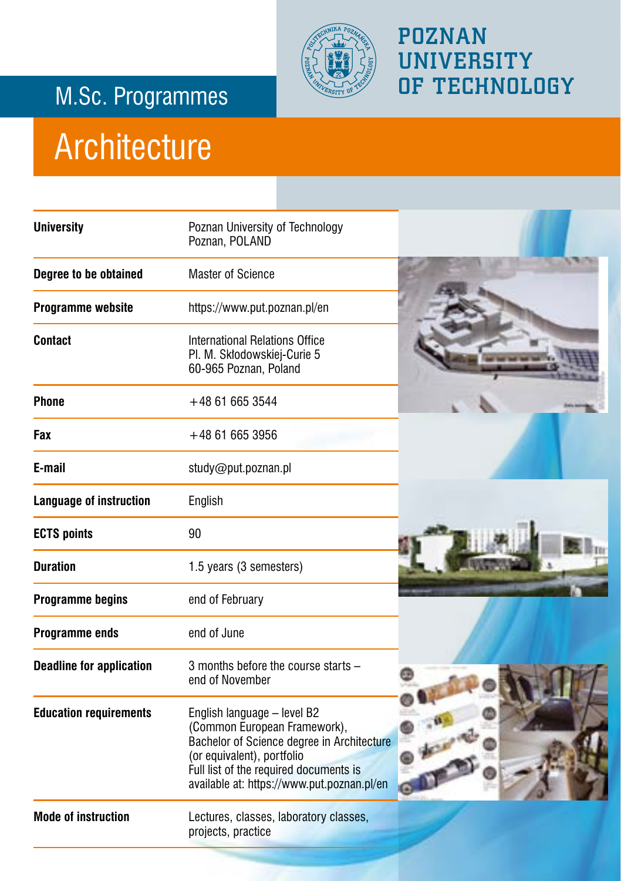POZNAN UNIVERSITY OF TECHNOLOGY

## M.Sc. Programmes

# Architecture

| | |
|---|---|
| **University** | Poznan University of Technology Poznan, POLAND |
| **Degree to be obtained** | Master of Science |
| **Programme website** | https://www.put.poznan.pl/en |
| **Contact** | International Relations Office Pl. M. Skłodowskiej-Curie 5 60-965 Poznan, Poland |
| **Phone** | +48 61 665 3544 |
| **Fax** | +48 61 665 3956 |
| **E-mail** | study@put.poznan.pl |
| **Language of instruction** | English |
| **ECTS points** | 90 |
| **Duration** | 1.5 years (3 semesters) |
| **Programme begins** | end of February |
| **Programme ends** | end of June |
| **Deadline for application** | 3 months before the course starts – end of November |
| **Education requirements** | English language – level B2 (Common European Framework), Bachelor of Science degree in Architecture (or equivalent), portfolio Full list of the required documents is available at: https://www.put.poznan.pl/en |
| **Mode of instruction** | Lectures, classes, laboratory classes, projects, practice |